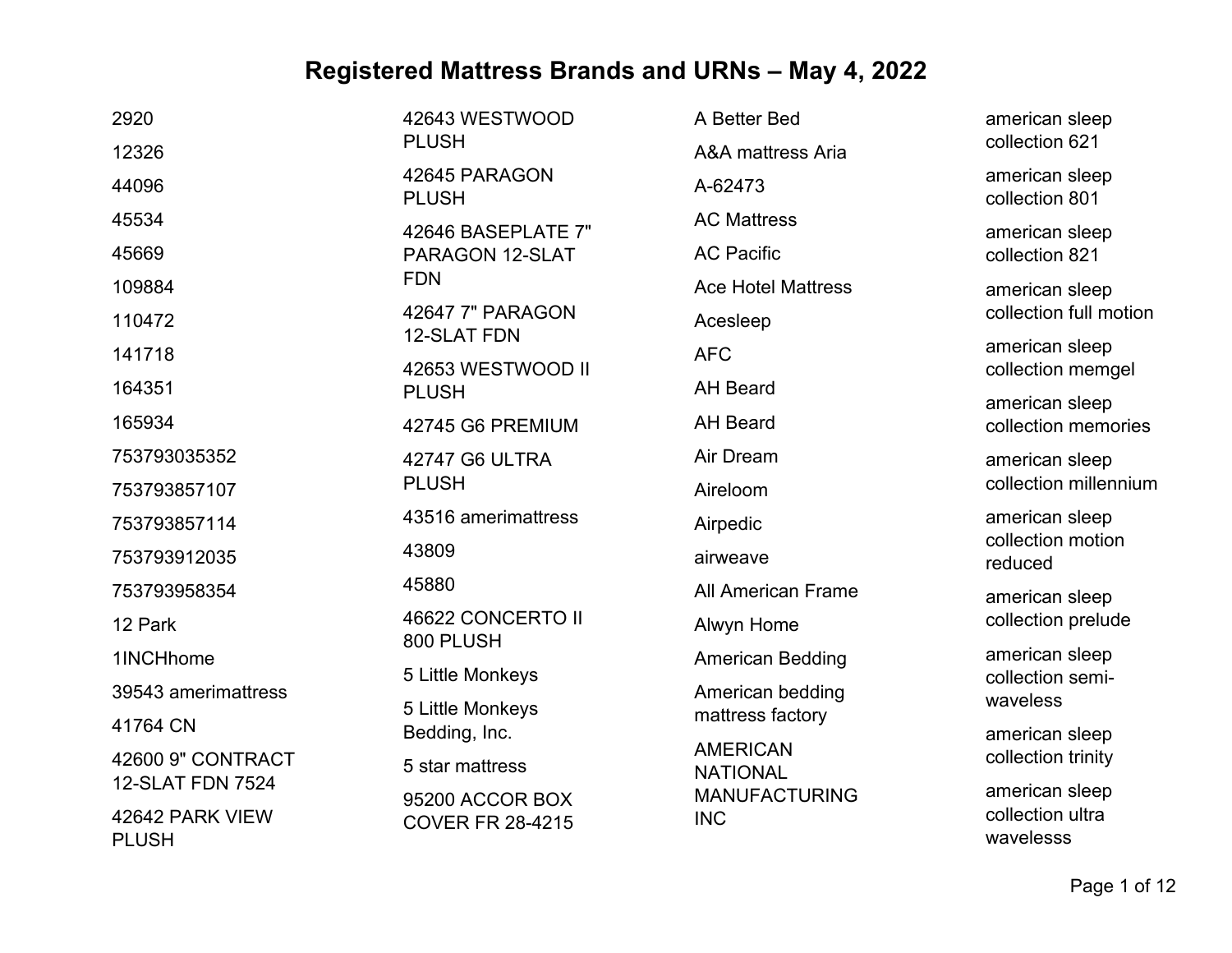# Registered Mattress Brands and URNs – May 4, 2022

2920

12326

44096

45534

45669

109884

110472

141718

164351

165934

753793035352

753793857107

753793857114

753793912035

753793958354

12 Park

1INCHhome

39543 amerimattress

41764 CN

42600 9" CONTRACT 12-SLAT FDN 7524

42642 PARK VIEW PLUSH

42643 WESTWOOD PLUSH

42645 PARAGON PLUSH

42646 BASEPLATE 7" PARAGON 12-SLAT FDN

42647 7" PARAGON 12-SLAT FDN

42653 WESTWOOD II PLUSH

42745 G6 PREMIUM

42747 G6 ULTRA PLUSH

43516 amerimattress

43809

45880

46622 CONCERTO II 800 PLUSH

5 Little Monkeys

5 Little Monkeys Bedding, Inc.

5 star mattress

95200 ACCOR BOX COVER FR 28-4215

A Better Bed

A&A mattress Aria

A-62473

AC Mattress

AC Pacific

Ace Hotel Mattress

Acesleep

AFC

AH Beard

AH Beard

Air Dream

Aireloom

Airpedic

airweave

All American Frame

Alwyn Home

American Bedding

American bedding mattress factory

AMERICAN NATIONAL MANUFACTURING INC

american sleep collection 621

american sleep collection 801

american sleep collection 821

american sleep collection full motion

american sleep collection memgel

american sleep collection memories

american sleep collection millennium

american sleep collection motion reduced

american sleep collection prelude

american sleep collection semi-waveless

american sleep collection trinity

american sleep collection ultra wavelesss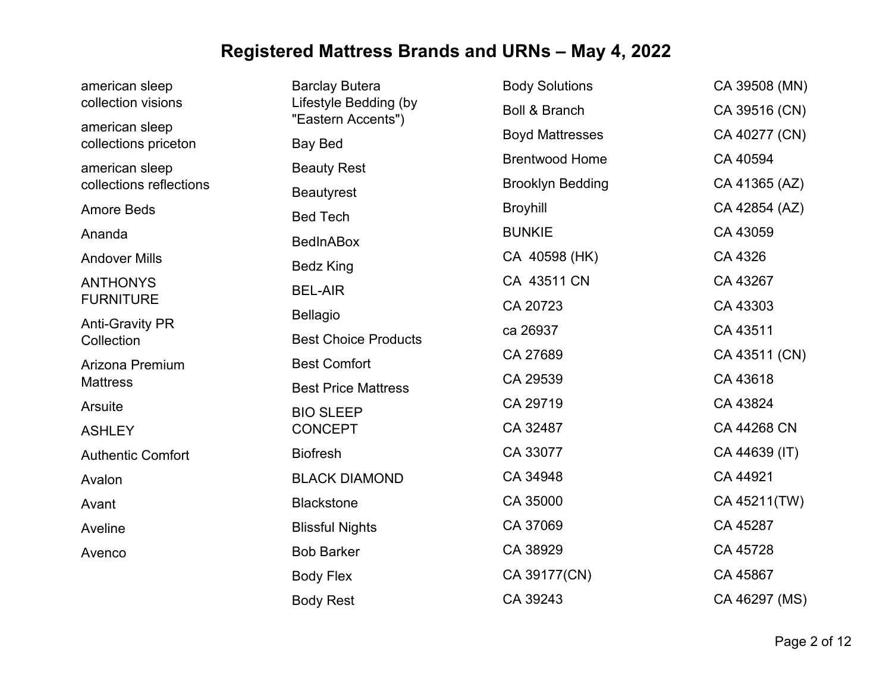# Registered Mattress Brands and URNs – May 4, 2022

american sleep collection visions

american sleep collections priceton

american sleep collections reflections

Amore Beds

Ananda

Andover Mills

ANTHONYS FURNITURE

Anti-Gravity PR Collection

Arizona Premium Mattress

Arsuite

ASHLEY

Authentic Comfort

Avalon

Avant

Aveline

Avenco

Barclay Butera Lifestyle Bedding (by "Eastern Accents")

Bay Bed

Beauty Rest

Beautyrest

Bed Tech

BedInABox

Bedz King

BEL-AIR

Bellagio

Best Choice Products

Best Comfort

Best Price Mattress

BIO SLEEP CONCEPT

Biofresh

BLACK DIAMOND

Blackstone

Blissful Nights

Bob Barker

Body Flex

Body Rest

Body Solutions

Boll & Branch

Boyd Mattresses

Brentwood Home

Brooklyn Bedding

Broyhill

BUNKIE

CA  40598 (HK)

CA  43511 CN

CA 20723

ca 26937

CA 27689

CA 29539

CA 29719

CA 32487

CA 33077

CA 34948

CA 35000

CA 37069

CA 38929

CA 39177(CN)

CA 39243

CA 39508 (MN)

CA 39516 (CN)

CA 40277 (CN)

CA 40594

CA 41365 (AZ)

CA 42854 (AZ)

CA 43059

CA 4326

CA 43267

CA 43303

CA 43511

CA 43511 (CN)

CA 43618

CA 43824

CA 44268 CN

CA 44639 (IT)

CA 44921

CA 45211(TW)

CA 45287

CA 45728

CA 45867

CA 46297 (MS)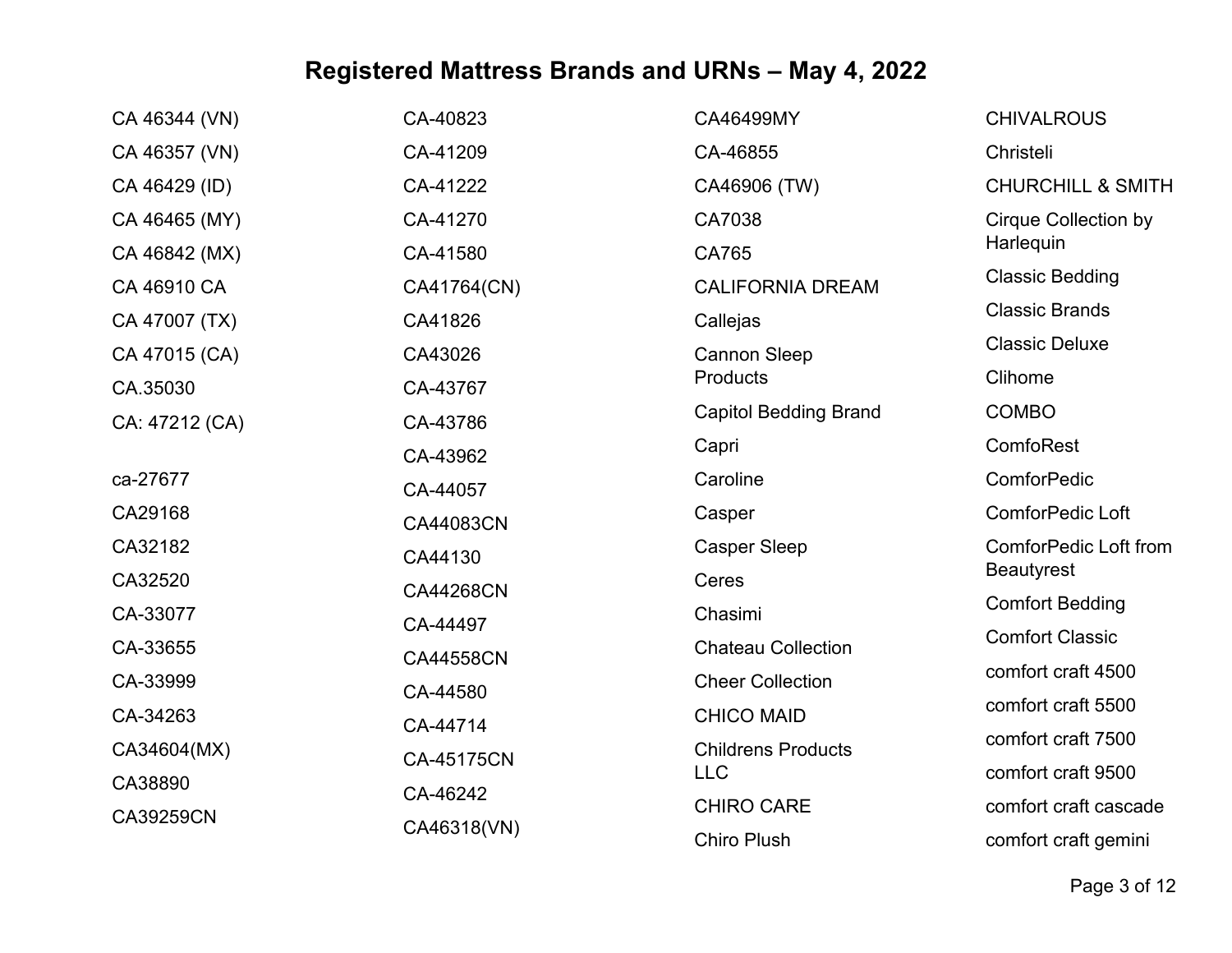# Registered Mattress Brands and URNs – May 4, 2022

CA 46344 (VN)
CA 46357 (VN)
CA 46429 (ID)
CA 46465 (MY)
CA 46842 (MX)
CA 46910 CA
CA 47007 (TX)
CA 47015 (CA)
CA.35030
CA: 47212 (CA)

ca-27677
CA29168
CA32182
CA32520
CA-33077
CA-33655
CA-33999
CA-34263
CA34604(MX)
CA38890
CA39259CN

CA-40823
CA-41209
CA-41222
CA-41270
CA-41580
CA41764(CN)
CA41826
CA43026
CA-43767
CA-43786
CA-43962
CA-44057
CA44083CN
CA44130
CA44268CN
CA-44497
CA44558CN
CA-44580
CA-44714
CA-45175CN
CA-46242
CA46318(VN)

CA46499MY
CA-46855
CA46906 (TW)
CA7038
CA765
CALIFORNIA DREAM
Callejas
Cannon Sleep Products
Capitol Bedding Brand
Capri
Caroline
Casper
Casper Sleep
Ceres
Chasimi
Chateau Collection
Cheer Collection
CHICO MAID
Childrens Products LLC
CHIRO CARE
Chiro Plush

CHIVALROUS
Christeli
CHURCHILL & SMITH
Cirque Collection by Harlequin
Classic Bedding
Classic Brands
Classic Deluxe
Clihome
COMBO
ComfoRest
ComforPedic
ComforPedic Loft
ComforPedic Loft from Beautyrest
Comfort Bedding
Comfort Classic
comfort craft 4500
comfort craft 5500
comfort craft 7500
comfort craft 9500
comfort craft cascade
comfort craft gemini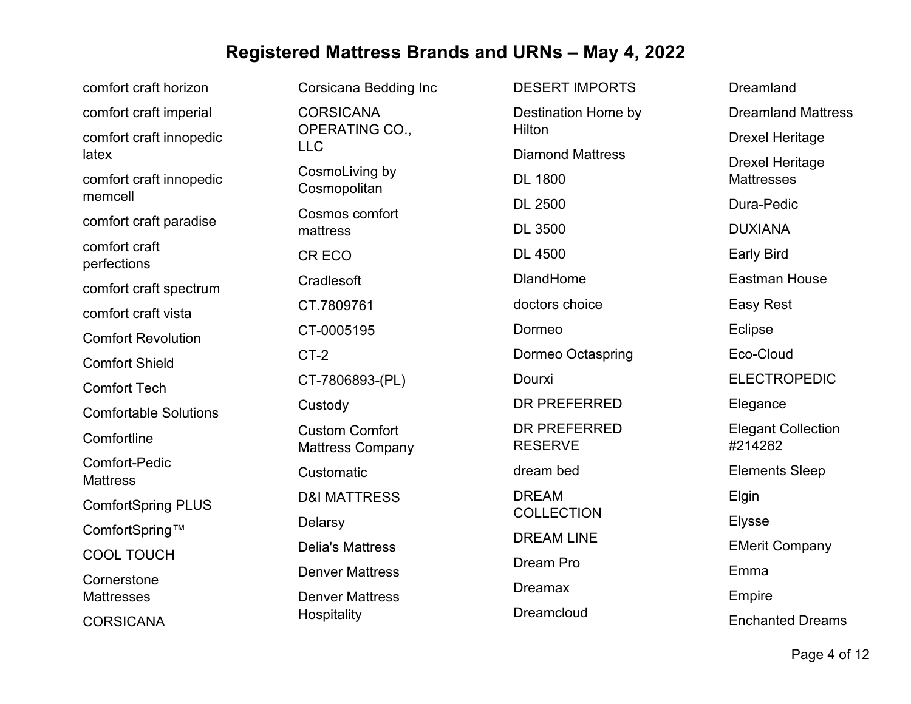# Registered Mattress Brands and URNs – May 4, 2022

comfort craft horizon

comfort craft imperial

comfort craft innopedic latex

comfort craft innopedic memcell

comfort craft paradise

comfort craft perfections

comfort craft spectrum

comfort craft vista

Comfort Revolution

Comfort Shield

Comfort Tech

Comfortable Solutions

Comfortline

Comfort-Pedic Mattress

ComfortSpring PLUS

ComfortSpring™

COOL TOUCH

Cornerstone Mattresses

CORSICANA

Corsicana Bedding Inc

CORSICANA OPERATING CO., LLC

CosmoLiving by Cosmopolitan

Cosmos comfort mattress

CR ECO

Cradlesoft

CT.7809761

CT-0005195

CT-2

CT-7806893-(PL)

Custody

Custom Comfort Mattress Company

Customatic

D&I MATTRESS

Delarsy

Delia's Mattress

Denver Mattress

Denver Mattress Hospitality

DESERT IMPORTS

Destination Home by Hilton

Diamond Mattress

DL 1800

DL 2500

DL 3500

DL 4500

DlandHome

doctors choice

Dormeo

Dormeo Octaspring

Dourxi

DR PREFERRED

DR PREFERRED RESERVE

dream bed

DREAM COLLECTION

DREAM LINE

Dream Pro

Dreamax

Dreamcloud

Dreamland

Dreamland Mattress

Drexel Heritage

Drexel Heritage Mattresses

Dura-Pedic

DUXIANA

Early Bird

Eastman House

Easy Rest

Eclipse

Eco-Cloud

ELECTROPEDIC

Elegance

Elegant Collection #214282

Elements Sleep

Elgin

Elysse

EMerit Company

Emma

Empire

Enchanted Dreams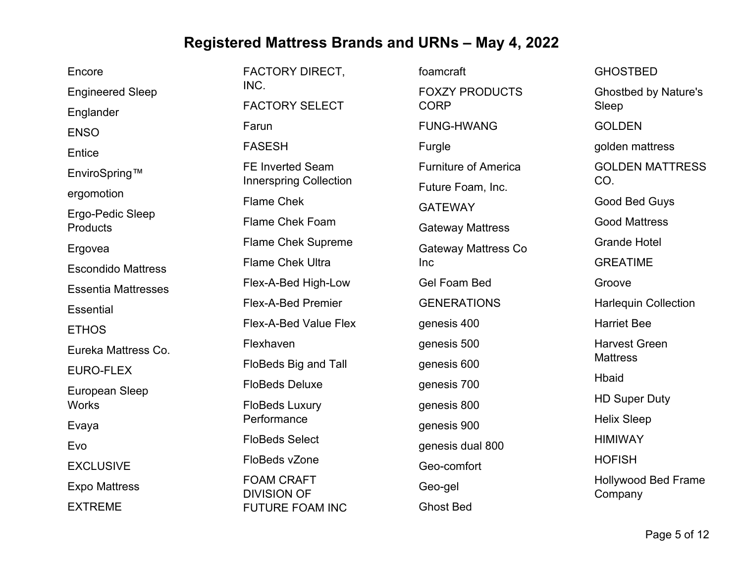# Registered Mattress Brands and URNs – May 4, 2022

Encore

Engineered Sleep

Englander

ENSO

Entice

EnviroSpring™

ergomotion

Ergo-Pedic Sleep Products

Ergovea

Escondido Mattress

Essentia Mattresses

Essential

ETHOS

Eureka Mattress Co.

EURO-FLEX

European Sleep Works

Evaya

Evo

EXCLUSIVE

Expo Mattress

EXTREME

FACTORY DIRECT, INC.

FACTORY SELECT

Farun

FASESH

FE Inverted Seam Innerspring Collection

Flame Chek

Flame Chek Foam

Flame Chek Supreme

Flame Chek Ultra

Flex-A-Bed High-Low

Flex-A-Bed Premier

Flex-A-Bed Value Flex

Flexhaven

FloBeds Big and Tall

FloBeds Deluxe

FloBeds Luxury Performance

FloBeds Select

FloBeds vZone

FOAM CRAFT DIVISION OF FUTURE FOAM INC

foamcraft

FOXZY PRODUCTS CORP

FUNG-HWANG

Furgle

Furniture of America

Future Foam, Inc.

GATEWAY

Gateway Mattress

Gateway Mattress Co Inc

Gel Foam Bed

GENERATIONS

genesis 400

genesis 500

genesis 600

genesis 700

genesis 800

genesis 900

genesis dual 800

Geo-comfort

Geo-gel

Ghost Bed

GHOSTBED

Ghostbed by Nature's Sleep

GOLDEN

golden mattress

GOLDEN MATTRESS CO.

Good Bed Guys

Good Mattress

Grande Hotel

GREATIME

Groove

Harlequin Collection

Harriet Bee

Harvest Green Mattress

Hbaid

HD Super Duty

Helix Sleep

HIMIWAY

HOFISH

Hollywood Bed Frame Company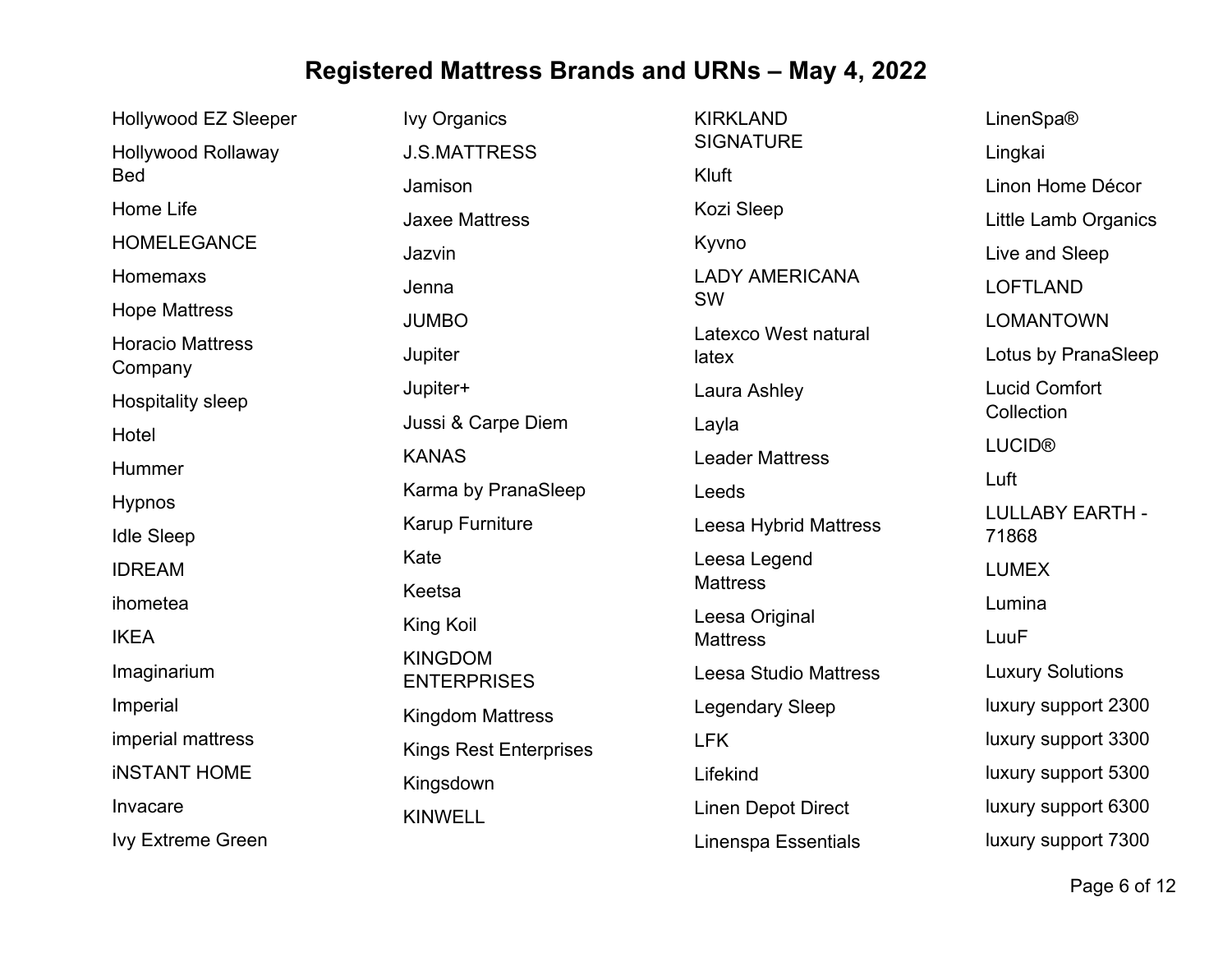# Registered Mattress Brands and URNs – May 4, 2022

Hollywood EZ Sleeper
Hollywood Rollaway Bed
Home Life
HOMELEGANCE
Homemaxs
Hope Mattress
Horacio Mattress Company
Hospitality sleep
Hotel
Hummer
Hypnos
Idle Sleep
IDREAM
ihometea
IKEA
Imaginarium
Imperial
imperial mattress
iNSTANT HOME
Invacare
Ivy Extreme Green
Ivy Organics
J.S.MATTRESS
Jamison
Jaxee Mattress
Jazvin
Jenna
JUMBO
Jupiter
Jupiter+
Jussi & Carpe Diem
KANAS
Karma by PranaSleep
Karup Furniture
Kate
Keetsa
King Koil
KINGDOM ENTERPRISES
Kingdom Mattress
Kings Rest Enterprises
Kingsdown
KINWELL
KIRKLAND SIGNATURE
Kluft
Kozi Sleep
Kyvno
LADY AMERICANA SW
Latexco West natural latex
Laura Ashley
Layla
Leader Mattress
Leeds
Leesa Hybrid Mattress
Leesa Legend Mattress
Leesa Original Mattress
Leesa Studio Mattress
Legendary Sleep
LFK
Lifekind
Linen Depot Direct
Linenspa Essentials
LinenSpa®
Lingkai
Linon Home Décor
Little Lamb Organics
Live and Sleep
LOFTLAND
LOMANTOWN
Lotus by PranaSleep
Lucid Comfort Collection
LUCID®
Luft
LULLABY EARTH - 71868
LUMEX
Lumina
LuuF
Luxury Solutions
luxury support 2300
luxury support 3300
luxury support 5300
luxury support 6300
luxury support 7300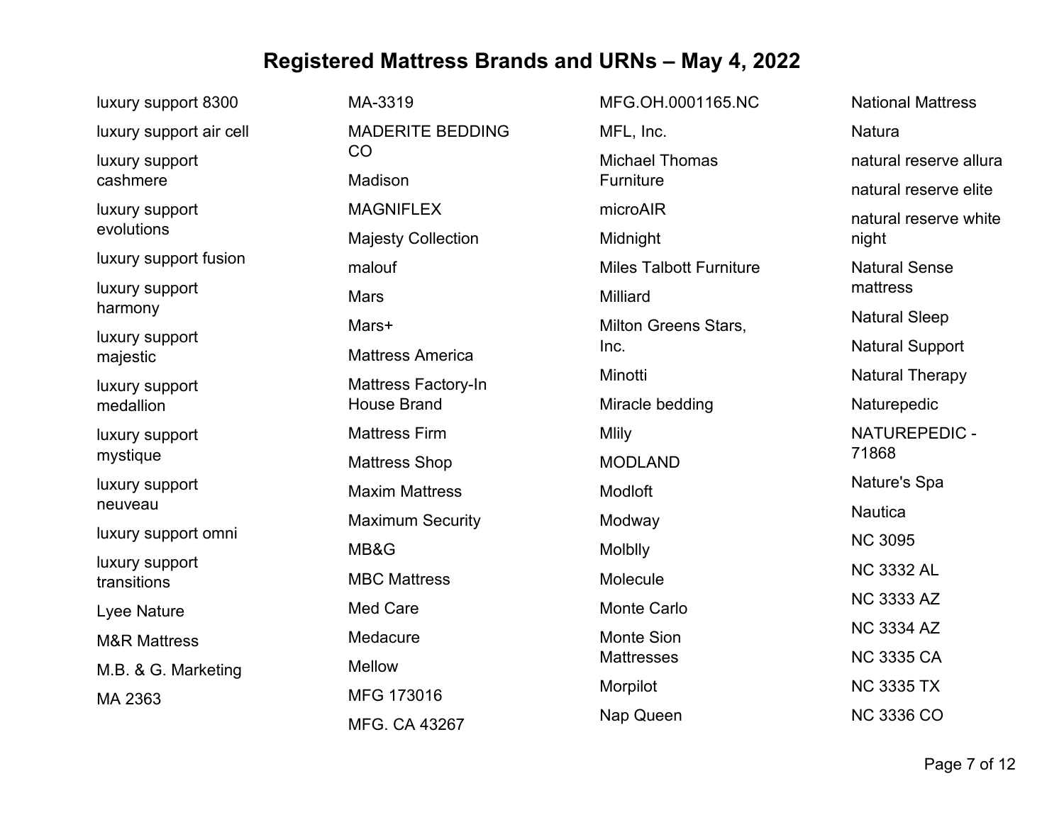# Registered Mattress Brands and URNs – May 4, 2022

luxury support 8300

luxury support air cell

luxury support cashmere

luxury support evolutions

luxury support fusion

luxury support harmony

luxury support majestic

luxury support medallion

luxury support mystique

luxury support neuveau

luxury support omni

luxury support transitions

Lyee Nature

M&R Mattress

M.B. & G. Marketing

MA 2363

MA-3319

MADERITE BEDDING CO

Madison

MAGNIFLEX

Majesty Collection

malouf

Mars

Mars+

Mattress America

Mattress Factory-In House Brand

Mattress Firm

Mattress Shop

Maxim Mattress

Maximum Security

MB&G

MBC Mattress

Med Care

Medacure

Mellow

MFG 173016

MFG. CA 43267

MFG.OH.0001165.NC

MFL, Inc.

Michael Thomas Furniture

microAIR

Midnight

Miles Talbott Furniture

Milliard

Milton Greens Stars, Inc.

Minotti

Miracle bedding

Mlily

MODLAND

Modloft

Modway

Molblly

Molecule

Monte Carlo

Monte Sion Mattresses

Morpilot

Nap Queen

National Mattress

Natura

natural reserve allura

natural reserve elite

natural reserve white night

Natural Sense mattress

Natural Sleep

Natural Support

Natural Therapy

Naturepedic

NATUREPEDIC - 71868

Nature's Spa

Nautica

NC 3095

NC 3332 AL

NC 3333 AZ

NC 3334 AZ

NC 3335 CA

NC 3335 TX

NC 3336 CO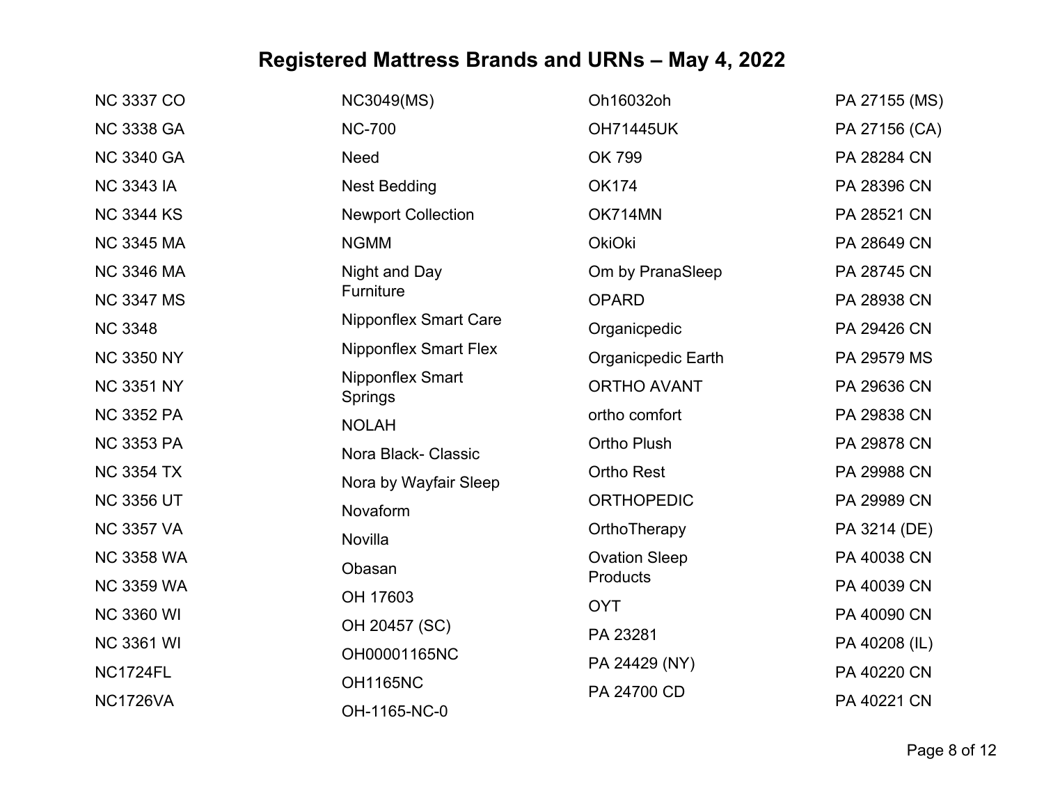# Registered Mattress Brands and URNs – May 4, 2022

NC 3337 CO
NC 3338 GA
NC 3340 GA
NC 3343 IA
NC 3344 KS
NC 3345 MA
NC 3346 MA
NC 3347 MS
NC 3348
NC 3350 NY
NC 3351 NY
NC 3352 PA
NC 3353 PA
NC 3354 TX
NC 3356 UT
NC 3357 VA
NC 3358 WA
NC 3359 WA
NC 3360 WI
NC 3361 WI
NC1724FL
NC1726VA
NC3049(MS)
NC-700
Need
Nest Bedding
Newport Collection
NGMM
Night and Day Furniture
Nipponflex Smart Care
Nipponflex Smart Flex
Nipponflex Smart Springs
NOLAH
Nora Black- Classic
Nora by Wayfair Sleep
Novaform
Novilla
Obasan
OH 17603
OH 20457 (SC)
OH00001165NC
OH1165NC
OH-1165-NC-0
Oh16032oh
OH71445UK
OK 799
OK174
OK714MN
OkiOki
Om by PranaSleep
OPARD
Organicpedic
Organicpedic Earth
ORTHO AVANT
ortho comfort
Ortho Plush
Ortho Rest
ORTHOPEDIC
OrthoTherapy
Ovation Sleep Products
OYT
PA 23281
PA 24429 (NY)
PA 24700 CD
PA 27155 (MS)
PA 27156 (CA)
PA 28284 CN
PA 28396 CN
PA 28521 CN
PA 28649 CN
PA 28745 CN
PA 28938 CN
PA 29426 CN
PA 29579 MS
PA 29636 CN
PA 29838 CN
PA 29878 CN
PA 29988 CN
PA 29989 CN
PA 3214 (DE)
PA 40038 CN
PA 40039 CN
PA 40090 CN
PA 40208 (IL)
PA 40220 CN
PA 40221 CN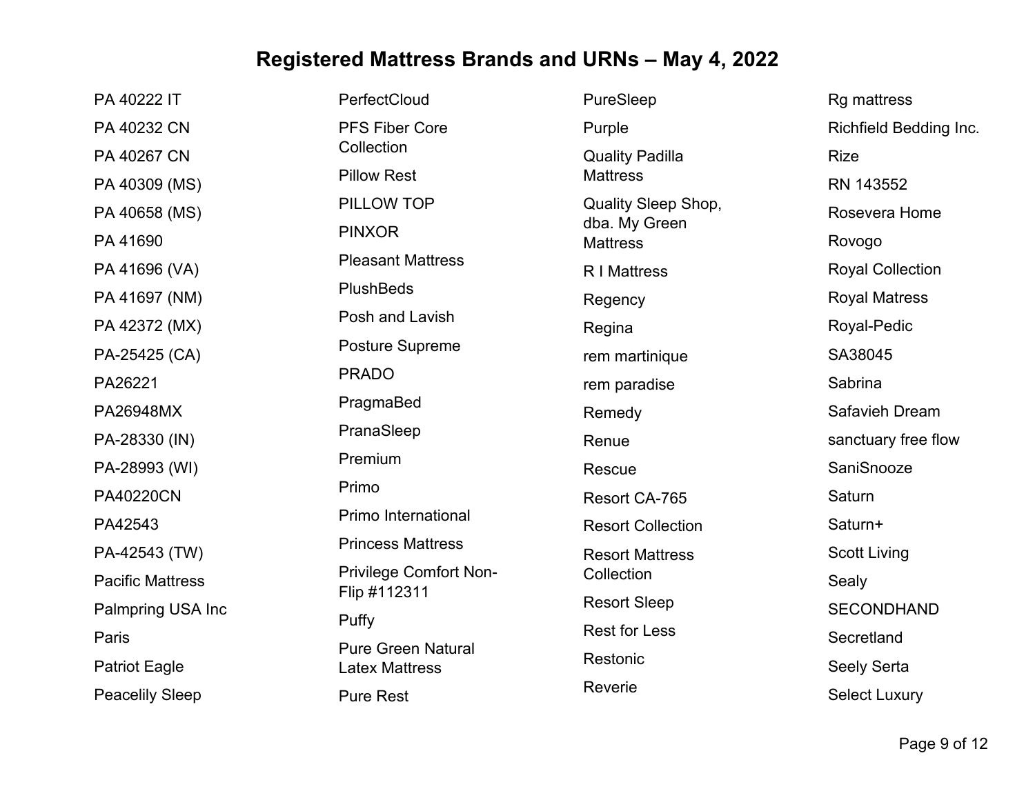# Registered Mattress Brands and URNs – May 4, 2022

PA 40222 IT
PA 40232 CN
PA 40267 CN
PA 40309 (MS)
PA 40658 (MS)
PA 41690
PA 41696 (VA)
PA 41697 (NM)
PA 42372 (MX)
PA-25425 (CA)
PA26221
PA26948MX
PA-28330 (IN)
PA-28993 (WI)
PA40220CN
PA42543
PA-42543 (TW)
Pacific Mattress
Palmpring USA Inc
Paris
Patriot Eagle
Peacelily Sleep
PerfectCloud
PFS Fiber Core Collection
Pillow Rest
PILLOW TOP
PINXOR
Pleasant Mattress
PlushBeds
Posh and Lavish
Posture Supreme
PRADO
PragmaBed
PranaSleep
Premium
Primo
Primo International
Princess Mattress
Privilege Comfort Non-Flip #112311
Puffy
Pure Green Natural Latex Mattress
Pure Rest
PureSleep
Purple
Quality Padilla Mattress
Quality Sleep Shop, dba. My Green Mattress
R I Mattress
Regency
Regina
rem martinique
rem paradise
Remedy
Renue
Rescue
Resort CA-765
Resort Collection
Resort Mattress Collection
Resort Sleep
Rest for Less
Restonic
Reverie
Rg mattress
Richfield Bedding Inc.
Rize
RN 143552
Rosevera Home
Rovogo
Royal Collection
Royal Matress
Royal-Pedic
SA38045
Sabrina
Safavieh Dream
sanctuary free flow
SaniSnooze
Saturn
Saturn+
Scott Living
Sealy
SECONDHAND
Secretland
Seely Serta
Select Luxury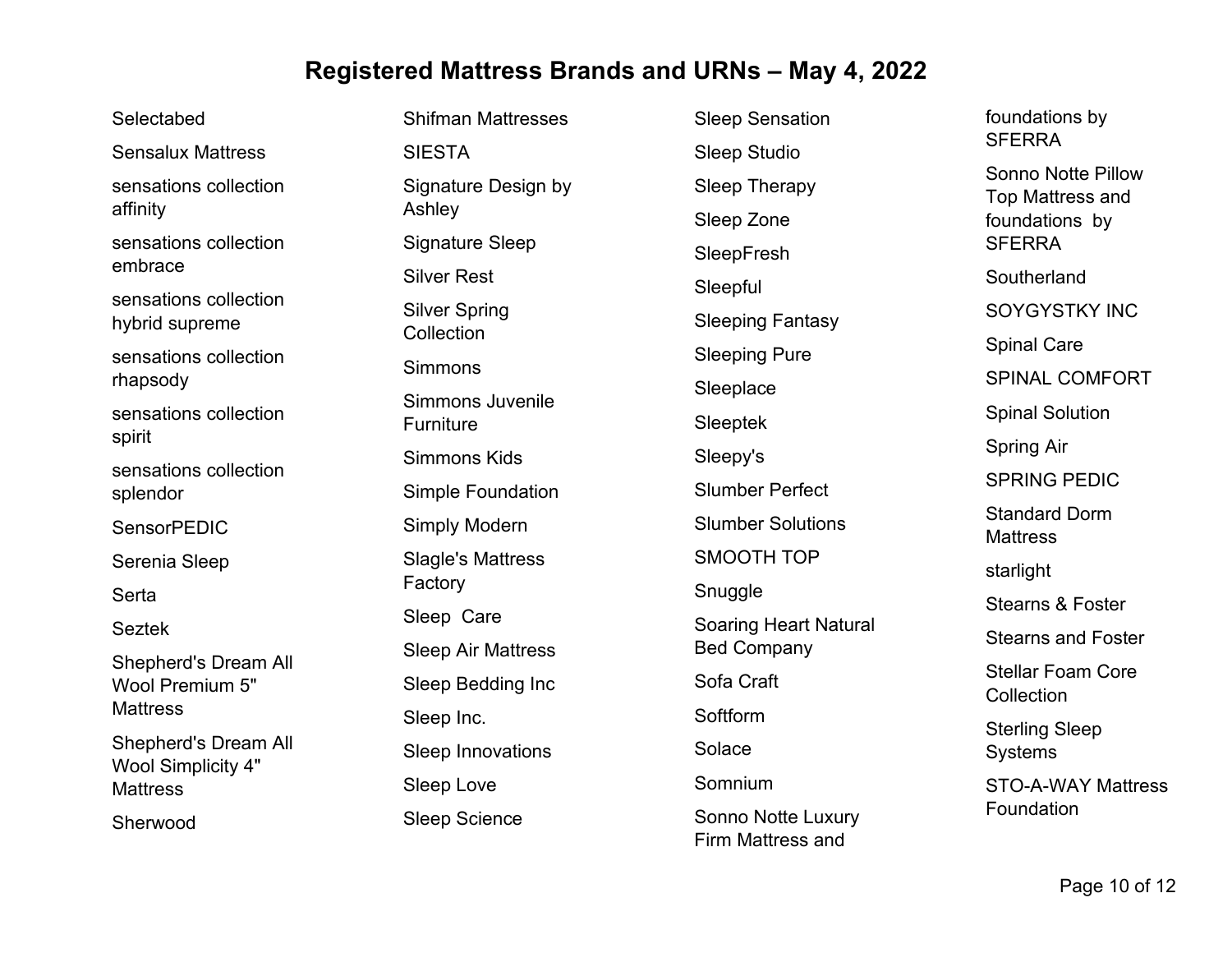# Registered Mattress Brands and URNs – May 4, 2022

Selectabed

Sensalux Mattress

sensations collection affinity

sensations collection embrace

sensations collection hybrid supreme

sensations collection rhapsody

sensations collection spirit

sensations collection splendor

SensorPEDIC

Serenia Sleep

Serta

Seztek

Shepherd's Dream All Wool Premium 5" Mattress

Shepherd's Dream All Wool Simplicity 4" Mattress

Sherwood

Shifman Mattresses

SIESTA

Signature Design by Ashley

Signature Sleep

Silver Rest

Silver Spring Collection

Simmons

Simmons Juvenile Furniture

Simmons Kids

Simple Foundation

Simply Modern

Slagle's Mattress Factory

Sleep  Care

Sleep Air Mattress

Sleep Bedding Inc

Sleep Inc.

Sleep Innovations

Sleep Love

Sleep Science

Sleep Sensation

Sleep Studio

Sleep Therapy

Sleep Zone

SleepFresh

Sleepful

Sleeping Fantasy

Sleeping Pure

Sleeplace

Sleeptek

Sleepy's

Slumber Perfect

Slumber Solutions

SMOOTH TOP

Snuggle

Soaring Heart Natural Bed Company

Sofa Craft

Softform

Solace

Somnium

Sonno Notte Luxury Firm Mattress and foundations by SFERRA

Sonno Notte Pillow Top Mattress and foundations  by SFERRA

Southerland

SOYGYSTKY INC

Spinal Care

SPINAL COMFORT

Spinal Solution

Spring Air

SPRING PEDIC

Standard Dorm Mattress

starlight

Stearns & Foster

Stearns and Foster

Stellar Foam Core Collection

Sterling Sleep Systems

STO-A-WAY Mattress Foundation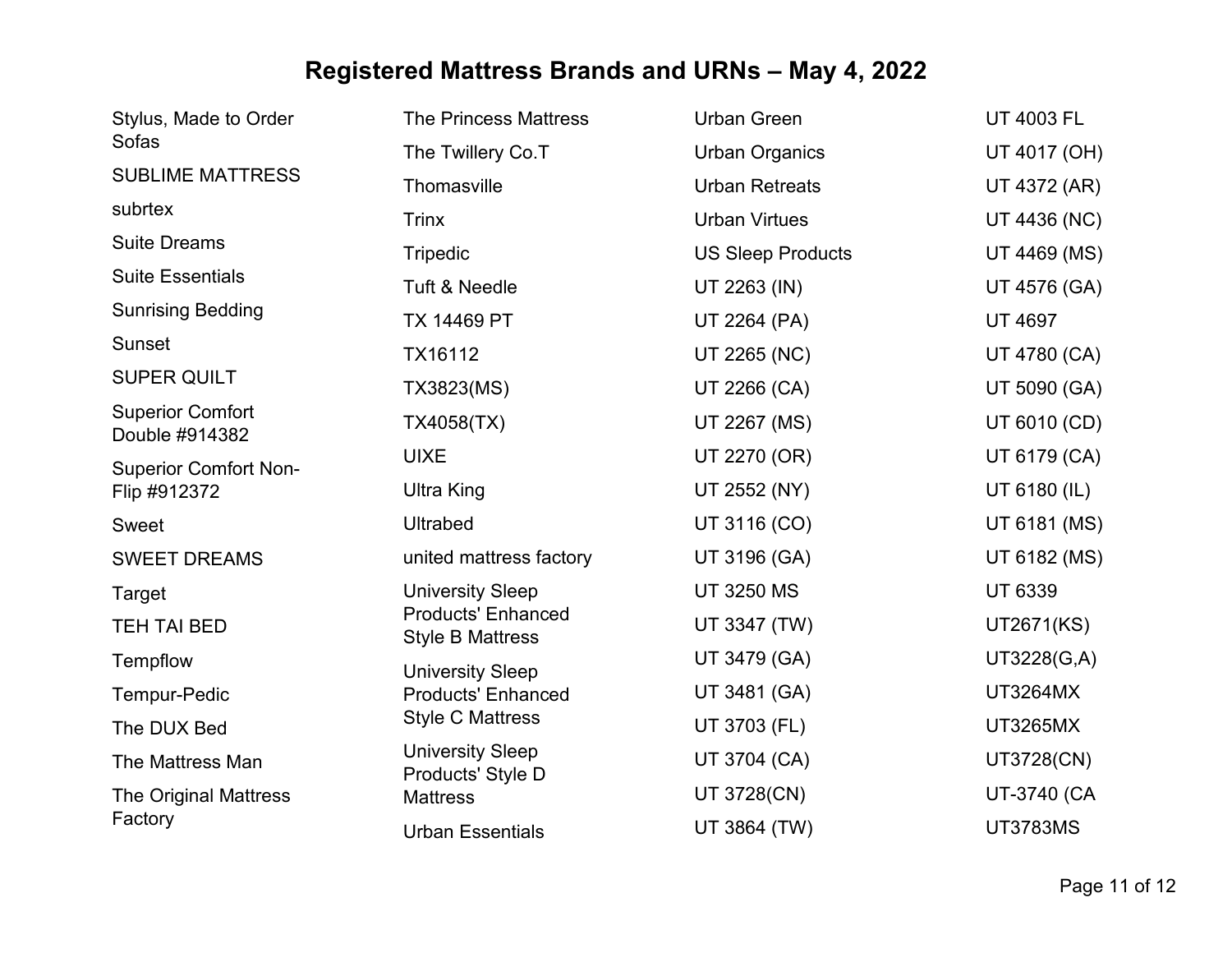# Registered Mattress Brands and URNs – May 4, 2022

Stylus, Made to Order Sofas
SUBLIME MATTRESS
subrtex
Suite Dreams
Suite Essentials
Sunrising Bedding
Sunset
SUPER QUILT
Superior Comfort Double #914382
Superior Comfort Non-Flip #912372
Sweet
SWEET DREAMS
Target
TEH TAI BED
Tempflow
Tempur-Pedic
The DUX Bed
The Mattress Man
The Original Mattress Factory
The Princess Mattress
The Twillery Co.T
Thomasville
Trinx
Tripedic
Tuft & Needle
TX 14469 PT
TX16112
TX3823(MS)
TX4058(TX)
UIXE
Ultra King
Ultrabed
united mattress factory
University Sleep Products' Enhanced Style B Mattress
University Sleep Products' Enhanced Style C Mattress
University Sleep Products' Style D Mattress
Urban Essentials
Urban Green
Urban Organics
Urban Retreats
Urban Virtues
US Sleep Products
UT 2263 (IN)
UT 2264 (PA)
UT 2265 (NC)
UT 2266 (CA)
UT 2267 (MS)
UT 2270 (OR)
UT 2552 (NY)
UT 3116 (CO)
UT 3196 (GA)
UT 3250 MS
UT 3347 (TW)
UT 3479 (GA)
UT 3481 (GA)
UT 3703 (FL)
UT 3704 (CA)
UT 3728(CN)
UT 3864 (TW)
UT 4003 FL
UT 4017 (OH)
UT 4372 (AR)
UT 4436 (NC)
UT 4469 (MS)
UT 4576 (GA)
UT 4697
UT 4780 (CA)
UT 5090 (GA)
UT 6010 (CD)
UT 6179 (CA)
UT 6180 (IL)
UT 6181 (MS)
UT 6182 (MS)
UT 6339
UT2671(KS)
UT3228(G,A)
UT3264MX
UT3265MX
UT3728(CN)
UT-3740 (CA
UT3783MS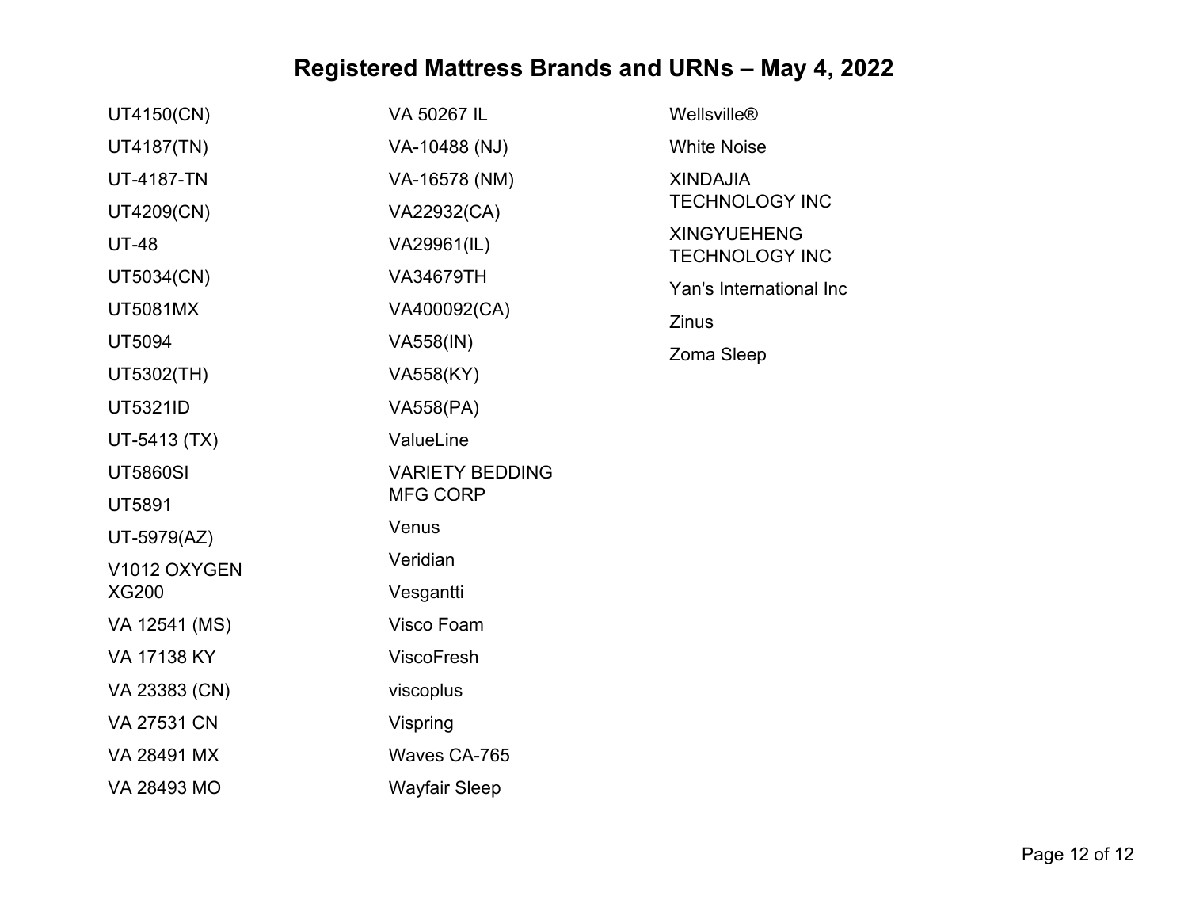# Registered Mattress Brands and URNs – May 4, 2022

UT4150(CN)

UT4187(TN)

UT-4187-TN

UT4209(CN)

UT-48

UT5034(CN)

UT5081MX

UT5094

UT5302(TH)

UT5321ID

UT-5413 (TX)

UT5860SI

UT5891

UT-5979(AZ)

V1012 OXYGEN XG200

VA 12541 (MS)

VA 17138 KY

VA 23383 (CN)

VA 27531 CN

VA 28491 MX

VA 28493 MO

VA 50267 IL

VA-10488 (NJ)

VA-16578 (NM)

VA22932(CA)

VA29961(IL)

VA34679TH

VA400092(CA)

VA558(IN)

VA558(KY)

VA558(PA)

ValueLine

VARIETY BEDDING MFG CORP

Venus

Veridian

Vesgantti

Visco Foam

ViscoFresh

viscoplus

Vispring

Waves CA-765

Wayfair Sleep

Wellsville®

White Noise

XINDAJIA TECHNOLOGY INC

XINGYUEHENG TECHNOLOGY INC

Yan's International Inc

Zinus

Zoma Sleep